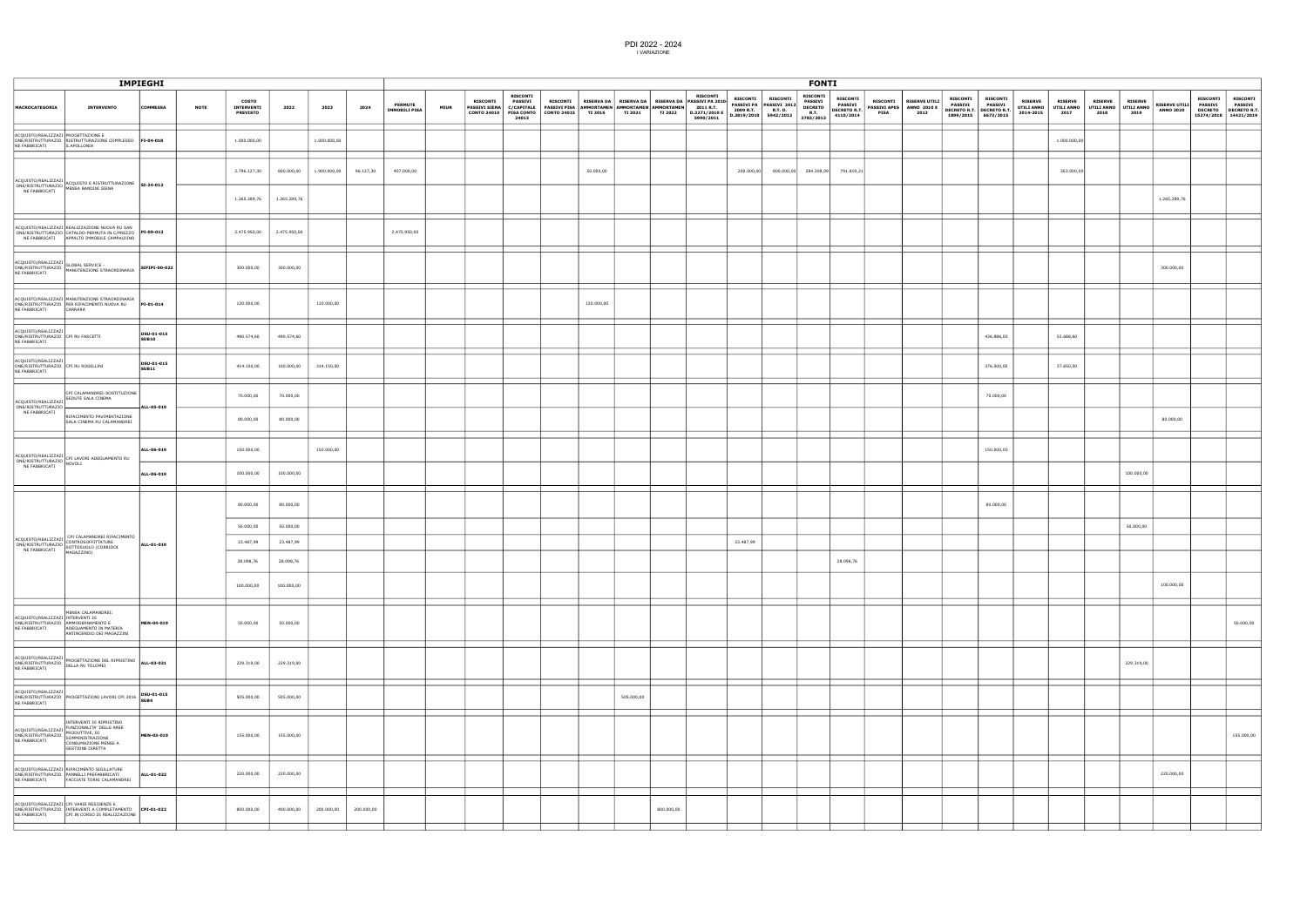# PDI 2022 - 2024

I VARIAZIONE

| IMPIEGHI | | | | | | | | FONTI | | | | | | | | | | | | | | | | | | | | | | | |
|---|---|---|---|---|---|---|---|---|---|---|---|---|---|---|---|---|---|---|---|---|---|---|---|---|---|---|---|---|---|---|---|
| MACROCATEGORIA | INTERVENTO | COMMESSA | NOTE | COSTO INTERVENTI PREVISTO | 2022 | 2023 | 2024 | PERMUTE IMMOBILI PISA | MIUR | RISCONTI PASSIVI SIENA CONTO 24010 | RISCONTI PASSIVI C/CAPITALE PISA CONTO 24013 | RISCONTI PASSIVI PISA CONTO 24015 | RISERVA DA AMMORTAMENTI 2016 | RISERVA DA AMMORTAMENTI 2021 | RISERVA DA AMMORTAMENTI 2022 | RISCONTI PASSIVI PA 2010-2011 R.T. D.2271/2010 E 5990/2011 | RISCONTI PASSIVI PA 2009 R.T. D.2819/2010 | RISCONTI PASSIVI 2012 R.T. D. 5942/2012 | RISCONTI PASSIVI DECRETO R.T. 3782/2013 | RISCONTI PASSIVI DECRETO R.T. 4110/2014 | RISCONTI PASSIVI APES PISA | RISERVE UTILI ANNO 2010 E 2013 | RISCONTI PASSIVI DECRETO R.T. 1899/2015 | RISCONTI PASSIVI DECRETO R.T. 6673/2015 | RISERVE UTILI ANNO 2014-2015 | RISERVE UTILI ANNO 2017 | RISERVE UTILI ANNO 2018 | RISERVE UTILI ANNO 2019 | RISERVE UTILI ANNO 2020 | RISCONTI PASSIVI DECRETO 15274/2018 | RISCONTI PASSIVI DECRETO R.T. 14421/2019 |
| ACQUISTO/REALIZZAZIONE/RISTRUTTURAZIONE FABBRICATI | PROGETTAZIONE E RISTRUTTURAZIONE COMPLESSO S.APOLLONIA | FI-04-018 | | 1.000.000,00 | | 1.000.000,00 | | | | | | | | | | | | | | | | | | | | 1.000.000,00 | | | | | |
| ACQUISTO/REALIZZAZIONE/RISTRUTTURAZIONE FABBRICATI | ACQUISTO E RISTRUTTURAZIONE MENSA BANDINI SIENA | SE-24-012 | | 2.796.127,30 | 800.000,00 | 1.900.000,00 | 96.127,30 | 407.000,00 | | | | | 50.000,00 | | | | 200.000,00 | 800.000,00 | 284.308,09 | 791.819,21 | | | | | | 263.000,00 | | | | | |
| | | | | 1.265.289,76 | 1.265.289,76 | | | | | | | | | | | | | | | | | | | | | | | | 1.265.289,76 | | |
| ACQUISTO/REALIZZAZIONE/RISTRUTTURAZIONE FABBRICATI | REALIZZAZIONE NUOVA RU SAN CATALDO-PERMUTA IN C/PREZZO APPALTO IMMOBILE CAMPALDINO | PI-09-013 | | 2.475.950,00 | 2.475.950,00 | | | 2.475.950,00 | | | | | | | | | | | | | | | | | | | | | | | |
| ACQUISTO/REALIZZAZIONE/RISTRUTTURAZIONE FABBRICATI | GLOBAL SERVICE - MANUTENZIONE STRAORDINARIA | SIFIPI-00-022 | | 300.000,00 | 300.000,00 | | | | | | | | | | | | | | | | | | | | | | | | 300.000,00 | | |
| ACQUISTO/REALIZZAZIONE/RISTRUTTURAZIONE FABBRICATI | MANUTENZIONE STRAORDINARIA PER RIFACIMENTO NUOVA RU CARRARA | PI-01-014 | | 120.000,00 | | 120.000,00 | | | | | | | 120.000,00 | | | | | | | | | | | | | | | | | | |
| ACQUISTO/REALIZZAZIONE/RISTRUTTURAZIONE FABBRICATI | CPI RU FASCETTI | DSU-01-015 SUB10 | | 490.574,60 | 490.574,60 | | | | | | | | | | | | | | | | | | | 436.886,00 | | 53.688,60 | | | | | |
| ACQUISTO/REALIZZAZIONE/RISTRUTTURAZIONE FABBRICATI | CPI RU ROSELLINI | DSU-01-015 SUB11 | | 414.150,00 | 100.000,00 | 314.150,00 | | | | | | | | | | | | | | | | | | 376.500,00 | | 37.650,00 | | | | | |
| ACQUISTO/REALIZZAZIONE/RISTRUTTURAZIONE FABBRICATI | CPI CALAMANDREI-SOSTITUZIONE SEDUTE SALA CINEMA | ALL-05-019 | | 70.000,00 | 70.000,00 | | | | | | | | | | | | | | | | | | | 70.000,00 | | | | | | | |
| | RIFACIMENTO PAVIMENTAZIONE SALA CINEMA RU CALAMANDREI | | | 80.000,00 | 80.000,00 | | | | | | | | | | | | | | | | | | | | | | | | 80.000,00 | | |
| ACQUISTO/REALIZZAZIONE/RISTRUTTURAZIONE FABBRICATI | CPI LAVORI ADEGUAMENTO RU NOVOLI | ALL-06-019 | | 150.000,00 | | 150.000,00 | | | | | | | | | | | | | | | | | | 150.000,00 | | | | | | | |
| | | ALL-06-019 | | 100.000,00 | 100.000,00 | | | | | | | | | | | | | | | | | | | | | | | 100.000,00 | | | |
| ACQUISTO/REALIZZAZIONE/RISTRUTTURAZIONE FABBRICATI | CPI CALAMANDREI RIFACIMENTO CONTROSOFFITTATURE SOTTOSUOLO (CORRIDOI MAGAZZINO) | ALL-01-019 | | 80.000,00 | 80.000,00 | | | | | | | | | | | | | | | | | | | 80.000,00 | | | | | | | |
| | | | | 50.000,00 | 50.000,00 | | | | | | | | | | | | | | | | | | | | | | | 50.000,00 | | | |
| | | | | 23.487,99 | 23.487,99 | | | | | | | | | | | | 23.487,99 | | | | | | | | | | | | | | |
| | | | | 28.098,76 | 28.098,76 | | | | | | | | | | | | | | | 28.098,76 | | | | | | | | | | | |
| | | | | 100.000,00 | 100.000,00 | | | | | | | | | | | | | | | | | | | | | | | | 100.000,00 | | |
| ACQUISTO/REALIZZAZIONE/RISTRUTTURAZIONE FABBRICATI | MENSA CALAMANDREI: INTERVENTI DI AMMODERNAMENTO E ADEGUAMENTO IN MATERIA ANTINCENDIO DEI MAGAZZINI | MEN-04-019 | | 50.000,00 | 50.000,00 | | | | | | | | | | | | | | | | | | | | | | | | | | 50.000,00 |
| ACQUISTO/REALIZZAZIONE/RISTRUTTURAZIONE FABBRICATI | PROGETTAZIONE DEL RIPRISTINO DELLA RU TOLOMEI | ALL-03-021 | | 229.319,00 | 229.319,00 | | | | | | | | | | | | | | | | | | | | | | | 229.319,00 | | | |
| ACQUISTO/REALIZZAZIONE/RISTRUTTURAZIONE FABBRICATI | PROGETTAZIONI LAVORI CPI 2016 | DSU-01-015 SUB4 | | 505.000,00 | 505.000,00 | | | | | | | | | 505.000,00 | | | | | | | | | | | | | | | | | |
| ACQUISTO/REALIZZAZIONE/RISTRUTTURAZIONE FABBRICATI | INTERVENTI DI RIPRISTINO FUNZIONALITA' DELLE AREE PRODUTTIVE, DI SOMMINISTRAZIONE COMBUNAZIONE MENSE A GESTIONE DIRETTA | MEN-02-019 | | 155.000,00 | 155.000,00 | | | | | | | | | | | | | | | | | | | | | | | | | | 155.000,00 |
| ACQUISTO/REALIZZAZIONE/RISTRUTTURAZIONE FABBRICATI | RIFACIMENTO SIGILLATURE PANNELLI PREFABBRICATI FACCIATE TORRI CALAMANDREI | ALL-01-022 | | 220.000,00 | 220.000,00 | | | | | | | | | | | | | | | | | | | | | | | | 220.000,00 | | |
| ACQUISTO/REALIZZAZIONE/RISTRUTTURAZIONE FABBRICATI | CPI VARIE RESIDENZE E INTERVENTI A COMPLETAMENTO CPI IN CORSO DI REALIZZAZIONE | CPI-01-022 | | 800.000,00 | 400.000,00 | 200.000,00 | 200.000,00 | | | | | | | | 800.000,00 | | | | | | | | | | | | | | | | |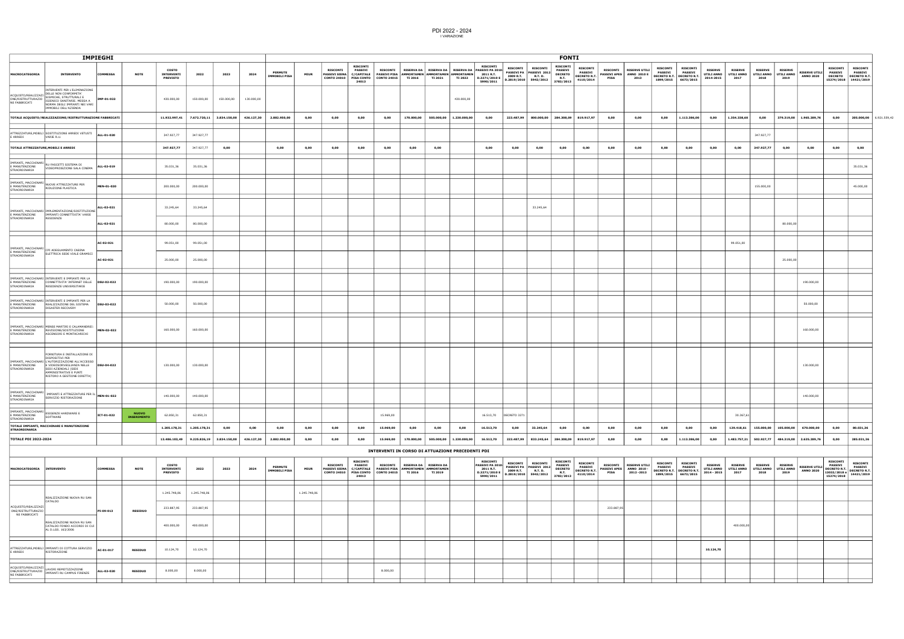# PDI 2022 - 2024

I VARIAZIONE

| IMPIEGHI | | | | | | | | FONTI | | | | | | | | | | | | | | | | | | | | | | | | |
|---|---|---|---|---|---|---|---|---|---|---|---|---|---|---|---|---|---|---|---|---|---|---|---|---|---|---|---|---|---|---|---|---|
| MACROCATEGORIA | INTERVENTO | COMMESSA | NOTE | COSTO INTERVENTI PREVISTO | 2022 | 2023 | 2024 | PERMUTE IMMOBILI PISA | MIUR | RISCONTI PASSIVI SIENA CONTO 24010 | RISCONTI PASSIVI C/CAPITALE PISA CONTO 24013 | RISCONTI PASSIVI PISA CONTO 24015 | RISERVA DA AMMORTAMENTI 2016 | RISERVA DA AMMORTAMENTI 2021 | RISERVA DA AMMORTAMENTI 2022 | RISCONTI PASSIVI PA 2010-2011 R.T. D.2271/2010 E 5990/2011 | RISCONTI PASSIVI PA 2009 R.T. D.2819/2010 | RISCONTI PASSIVI 2012 R.T. D. 5942/2012 | RISCONTI PASSIVI DECRETO R.T. 3782/2013 | RISCONTI PASSIVI DECRETO R.T. 4110/2014 | RISCONTI PASSIVI APES PISA | RISERVE UTILI ANNO 2010 E 2013 | RISCONTI PASSIVI DECRETO R.T. 1899/2015 | RISCONTI PASSIVI DECRETO R.T. 6673/2015 | RISERVE UTILI ANNO 2014-2015 | RISERVE UTILI ANNO 2017 | RISERVE UTILI ANNO 2018 | RISERVE UTILI ANNO 2019 | RISERVE UTILI ANNO 2020 | RISCONTI PASSIVI DECRETO 15274/2018 | RISCONTI PASSIVI DECRETO R.T. 14421/2019 | |
| ACQUISTO/REALIZZAZIONE/RISTRUTTURAZIONE FABBRICATI | INTERVENTI PER L'ELIMINAZIONE DELLE NON CONFORMITA' SISMICHE, STRUTTURALI E IGIENICO SANITARIE. MESSA A NORMA DEGLI IMPIANTI NEI VARI IMMOBILI DELL'AZIENDA | IMP-01-022 | | 430.000,00 | 150.000,00 | 150.000,00 | 130.000,00 | | | | | | | | 430.000,00 | | | | | | | | | | | | | | | | | |
| TOTALE ACQUISTO/REALIZZAZIONE/RISTRUTTURAZIONE FABBRICATI | | | | 11.932.997,41 | 7.672.720,11 | 3.834.150,00 | 426.127,30 | 2.882.950,00 | 0,00 | 0,00 | 0,00 | 0,00 | 170.000,00 | 505.000,00 | 1.230.000,00 | 0,00 | 223.487,09 | 800.000,00 | 284.308,09 | 819.917,97 | 0,00 | 0,00 | 0,00 | 1.113.386,00 | 0,00 | 1.354.338,60 | 0,00 | 379.319,00 | 1.965.289,76 | 0,00 | 205.000,00 | 6.921.559,42 |
| ATTREZZATURE,MOBILI E ARREDI | SOSTITUZIONE ARREDI VETUSTI VARIE R.U. | ALL-01-020 | | 347.927,77 | 347.927,77 | | | | | | | | | | | | | | | | | | | | | | 347.927,77 | | | | | |
| TOTALE ATTREZZATURE,MOBILI E ARREDI | | | | 347.927,77 | 347.927,77 | 0,00 | | 0,00 | 0,00 | 0,00 | 0,00 | 0,00 | 0,00 | 0,00 | | 0,00 | 0,00 | 0,00 | 0,00 | 0,00 | 0,00 | 0,00 | 0,00 | 0,00 | 0,00 | 0,00 | 347.927,77 | 0,00 | 0,00 | 0,00 | 0,00 | |
| IMPIANTI, MACCHINARI E MANUTENZIONE STRAORDINARIA | RU FASCETTI SISTEMA DI VIDEOPROIEZIONE SALA CINEMA | ALL-03-019 | | 35.031,36 | 35.031,36 | | | | | | | | | | | | | | | | | | | | | | | | | | 35.031,36 | |
| IMPIANTI, MACCHINARI E MANUTENZIONE STRAORDINARIA | NUOVE ATTREZZATURE PER RIDUZIONE PLASTICA | MEN-01-020 | | 200.000,00 | 200.000,00 | | | | | | | | | | | | | | | | | | | | | | 155.000,00 | | | | 45.000,00 | |
| IMPIANTI, MACCHINARI E MANUTENZIONE STRAORDINARIA | IMPLEMENTAZIONE/SOSTITUZIONE IMPIANTI CONNETTIVITA' VARIE RESIDENZE | ALL-02-021 | | 33.245,64 | 33.245,64 | | | | | | | | | | | | | 33.245,64 | | | | | | | | | | | | | | |
| | | ALL-02-021 | | 80.000,00 | 80.000,00 | | | | | | | | | | | | | | | | | | | | | | | 80.000,00 | | | | |
| IMPIANTI, MACCHINARI E MANUTENZIONE STRAORDINARIA | CPI ADEGUAMENTO CABINA ELETTRICA SEDE VIALE GRAMSCI | AC-02-021 | | 99.051,00 | 99.051,00 | | | | | | | | | | | | | | | | | | | | | 99.051,00 | | | | | | |
| | | AC-02-021 | | 25.000,00 | 25.000,00 | | | | | | | | | | | | | | | | | | | | | | | 25.000,00 | | | | |
| IMPIANTI, MACCHINARI E MANUTENZIONE STRAORDINARIA | INTERVENTI E IMPIANTI PER LA CONNETTIVITA' INTERNET DELLE RESIDENZE UNIVERSITARIE | DSU-02-022 | | 190.000,00 | 190.000,00 | | | | | | | | | | | | | | | | | | | | | | | | 190.000,00 | | | |
| IMPIANTI, MACCHINARI E MANUTENZIONE STRAORDINARIA | INTERVENTI E IMPIANTI PER LA REALIZZAZIONE DEL SISTEMA DISASTER RECOVERY | DSU-03-022 | | 50.000,00 | 50.000,00 | | | | | | | | | | | | | | | | | | | | | | | | 50.000,00 | | | |
| IMPIANTI, MACCHINARI E MANUTENZIONE STRAORDINARIA | MENSE MARTIRI E CALAMANDREI: REVISIONE/SOSTITUZIONE ASCENSORI E MONTACARICHI | MEN-02-022 | | 160.000,00 | 160.000,00 | | | | | | | | | | | | | | | | | | | | | | | | 160.000,00 | | | |
| IMPIANTI, MACCHINARI E MANUTENZIONE STRAORDINARIA | FORNITURA E INSTALLAZIONE DI DISPOSITIVI PER L'AUTORIZZAZIONE ALL'ACCESSO E VIDEOSORVEGLIANZA NELLE SEDI AZIENDALI (SEDI AMMINISTRATIVE E PUNTI RISTORO A GESTIONE DIRETTA) | DSU-04-022 | | 130.000,00 | 130.000,00 | | | | | | | | | | | | | | | | | | | | | | | | 130.000,00 | | | |
| IMPIANTI, MACCHINARI E MANUTENZIONE STRAORDINARIA | IMPIANTI E ATTREZZATURE PER IL SERVIZIO RISTORAZIONE | MEN-01-022 | | 140.000,00 | 140.000,00 | | | | | | | | | | | | | | | | | | | | | | | | 140.000,00 | | | |
| IMPIANTI, MACCHINARI E MANUTENZIONE STRAORDINARIA | LICENZE HARDWARE E SOFTWARE | ICT-01-022 | NUOVO INSERIMENTO | 62.850,31 | 62.850,31 | | | | | | | 15.969,00 | | | | 16.513,70 | DECRETO 3271 | | | | | | | | | 30.367,61 | | | | | | |
| TOTALE IMPIANTI, MACCHINARI E MANUTENZIONE STRAORDINARIA | | | | 1.205.178,31 | 1.205.178,31 | 0,00 | 0,00 | 0,00 | 0,00 | 0,00 | 0,00 | 15.969,00 | 0,00 | 0,00 | 0,00 | 16.513,70 | 0,00 | 33.245,64 | 0,00 | 0,00 | 0,00 | 0,00 | 0,00 | 0,00 | 0,00 | 129.418,61 | 155.000,00 | 105.000,00 | 670.000,00 | 0,00 | 80.031,36 | |
| TOTALE PDI 2022-2024 | | | | 13.486.103,49 | 9.225.826,19 | 3.834.150,00 | 426.127,30 | 2.882.950,00 | 0,00 | 0,00 | 0,00 | 15.969,00 | 170.000,00 | 505.000,00 | 1.230.000,00 | 16.513,70 | 223.487,09 | 833.245,64 | 284.308,09 | 819.917,97 | 0,00 | 0,00 | 0,00 | 1.113.386,00 | 0,00 | 1.483.757,21 | 502.927,77 | 484.319,00 | 2.635.289,76 | 0,00 | 285.031,36 | |

## INTERVENTI IN CORSO DI ATTUAZIONE PRECEDENTI PDI

| MACROCATEGORIA | INTERVENTO | COMMESSA | NOTE | COSTO INTERVENTI PREVISTO | 2022 | 2023 | 2024 | PERMUTE IMMOBILI PISA | MIUR | RISCONTI PASSIVI SIENA CONTO 24010 | RISCONTI PASSIVI C/CAPITALE PISA CONTO 24013 | RISCONTI PASSIVI PISA CONTO 24015 | RISERVA DA AMMORTAMENTI 2016 | RISERVA DA AMMORTAMENTI 2019 | | RISCONTI PASSIVI PA 2010-2011 R.T. D.2271/2010 E 5990/2011 | RISCONTI PASSIVI PA 2009 R.T. D.2819/2010 | RISCONTI PASSIVI 2012 R.T. D. 5942/2012 | RISCONTI PASSIVI DECRETO R.T. 3782/2013 | RISCONTI PASSIVI DECRETO R.T. 4110/2014 | RISCONTI PASSIVI APES PISA | RISERVE UTILI ANNO 2010 - 2012 -2013 | RISCONTI PASSIVI DECRETO R.T. 1899/2015 | RISCONTI PASSIVI DECRETO R.T. 6673/2015 | RISERVE UTILI ANNO 2014 - 2015 | RISERVE UTILI ANNO 2017 | RISERVE UTILI ANNO 2018 | RISERVE UTILI ANNO 2019 | RISERVE UTILI ANNO 2020 | RISCONTI PASSIVI DECRETO R.T. 12032/2018 e 15274/2018 | RISCONTI PASSIVI DECRETO R.T. 14421/2019 |
|---|---|---|---|---|---|---|---|---|---|---|---|---|---|---|---|---|---|---|---|---|---|---|---|---|---|---|---|---|---|---|---|
| ACQUISTO/REALIZZAZIONE/RISTRUTTURAZIONE FABBRICATI | REALIZZAZIONE NUOVA RU SAN CATALDO | PI-09-013 | RESIDUO | 1.245.748,06 | 1.245.748,06 | | | | 1.245.748,06 | | | | | | | | | | | | | | | | | | | | | | |
| | | | | 233.887,95 | 233.887,95 | | | | | | | | | | | | | | | | 233.887,95 | | | | | | | | | | |
| | REALIZZAZIONE NUOVA RU SAN CATALDO FONDO ACCORDI DI CUI AL D.LGS. 163/2006 | | | 400.000,00 | 400.000,00 | | | | | | | | | | | | | | | | | | | | | 400.000,00 | | | | | |
| ATTREZZATURE,MOBILI E ARREDI | IMPIANTI DI COTTURA SERVIZIO RISTORAZIONE | AC-01-017 | RESIDUO | 10.124,70 | 10.124,70 | | | | | | | | | | | | | | | | | | | | 10.124,70 | | | | | | |
| ACQUISTO/REALIZZAZIONE/RISTRUTTURAZIONE FABBRICATI | LAVORI REMOTIZZAZIONE IMPIANTI RU CAMPUS FIRENZE | ALL-03-020 | RESIDUO | 8.000,00 | 8.000,00 | | | | | | | 8.000,00 | | | | | | | | | | | | | | | | | | | |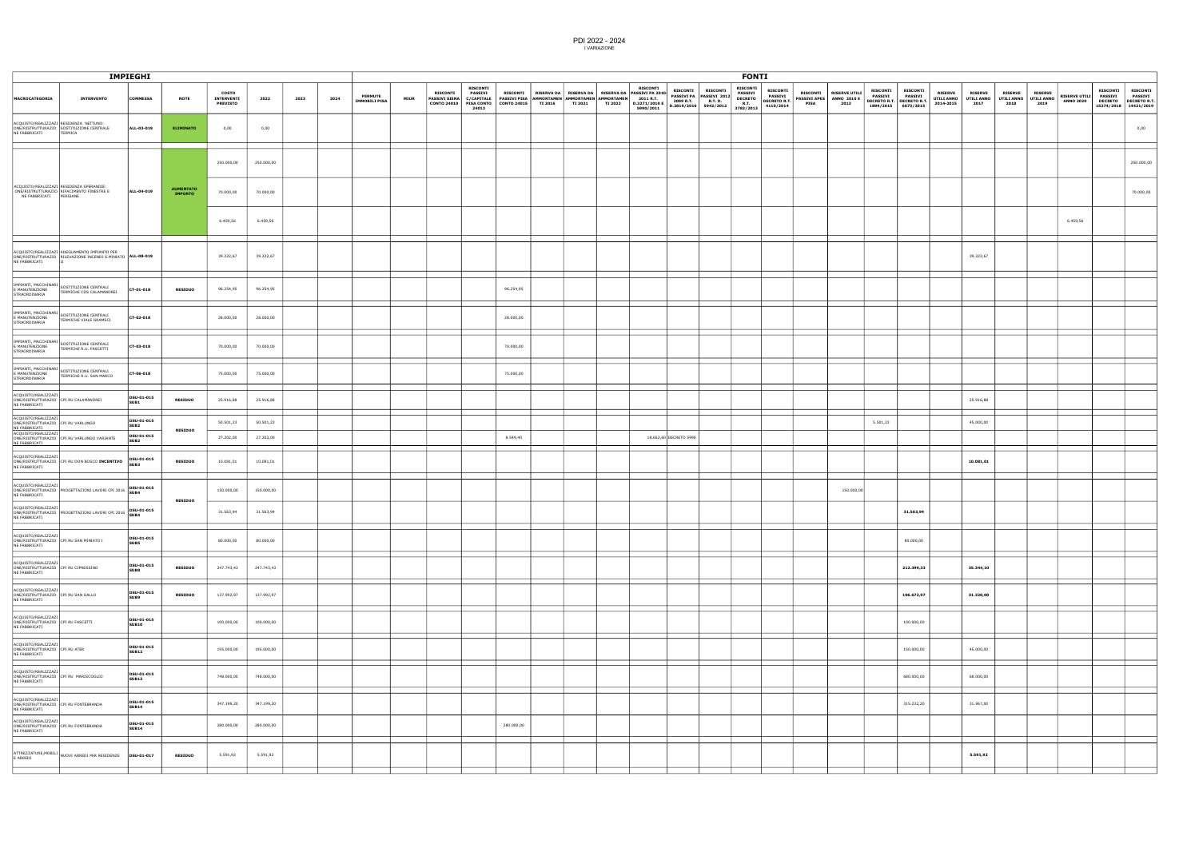# PDI 2022 - 2024

I VARIAZIONE

| IMPIEGHI | | | | | | | | FONTI | | | | | | | | | | | | | | | | | | | | | | | |
|---|---|---|---|---|---|---|---|---|---|---|---|---|---|---|---|---|---|---|---|---|---|---|---|---|---|---|---|---|---|---|---|
| MACROCATEGORIA | INTERVENTO | COMMESSA | NOTE | COSTO INTERVENTI PREVISTO | 2022 | 2023 | 2024 | PERMUTE IMMOBILI PISA | MIUR | RISCONTI PASSIVI SIENA CONTO 24010 | RISCONTI PASSIVI C/CAPITALE PISA CONTO 24013 | RISCONTI PASSIVI PISA CONTO 24015 | RISERVA DA AMMORTAMENTI 2016 | RISERVA DA AMMORTAMENTI 2021 | RISERVA DA AMMORTAMENTI 2022 | RISCONTI PASSIVI PA 2010-2011 R.T. D.2271/2010 E 5990/2011 | RISCONTI PASSIVI PA 2009 R.T. D.2819/2010 | RISCONTI PASSIVI 2012 R.T. D. 5942/2012 | RISCONTI PASSIVI DECRETO R.T. 3782/2013 | RISCONTI PASSIVI DECRETO R.T. 4110/2014 | RISCONTI PASSIVI APES PISA | RISERVE UTILI ANNO 2010 E 2013 | RISCONTI PASSIVI DECRETO R.T. 1899/2015 | RISCONTI PASSIVI DECRETO R.T. 6673/2015 | RISERVE UTILI ANNO 2014-2015 | RISERVE UTILI ANNO 2017 | RISERVE UTILI ANNO 2018 | RISERVE UTILI ANNO 2019 | RISERVE UTILI ANNO 2020 | RISCONTI PASSIVI DECRETO 15274/2018 | RISCONTI PASSIVI DECRETO R.T. 14421/2019 |
| ACQUISTO/REALIZZAZIONE/RISTRUTTURAZIONE FABBRICATI | RESIDENZA NETTUNO: SOSTITUZIONE CENTRALE TERMICA | ALL-03-019 | ELIMINATO | 0,00 | 0,00 | | | | | | | | | | | | | | | | | | | | | | | | | | 0,00 |
| ACQUISTO/REALIZZAZIONE/RISTRUTTURAZIONE FABBRICATI | RESIDENZA SPERANDIE: RIFACIMENTO FINESTRE E PERSIANE | ALL-04-019 | AUMENTATO IMPORTO | 250.000,00 | 250.000,00 | | | | | | | | | | | | | | | | | | | | | | | | | | 250.000,00 |
| | | | | 70.000,00 | 70.000,00 | | | | | | | | | | | | | | | | | | | | | | | | | | 70.000,00 |
| | | | | 6.459,56 | 6.459,56 | | | | | | | | | | | | | | | | | | | | | | | | 6.459,56 | | |
| ACQUISTO/REALIZZAZIONE/RISTRUTTURAZIONE FABBRICATI | ADEGUAMENTO IMPIANTO PER RILEVAZIONE INCENDI S.MINIATO II | ALL-08-019 | | 39.222,67 | 39.222,67 | | | | | | | | | | | | | | | | | | | | | 39.222,67 | | | | | |
| IMPIANTI, MACCHINARI E MANUTENZIONE STRAORDINARIA | SOSTITUZIONE CENTRALI TERMICHE CDS CALAMANDREI | CT-01-018 | RESIDUO | 96.254,95 | 96.254,95 | | | | | | | 96.254,95 | | | | | | | | | | | | | | | | | | | |
| IMPIANTI, MACCHINARI E MANUTENZIONE STRAORDINARIA | SOSTITUZIONE CENTRALI TERMICHE VIALE GRAMSCI | CT-02-018 | | 28.000,00 | 28.000,00 | | | | | | | 28.000,00 | | | | | | | | | | | | | | | | | | | |
| IMPIANTI, MACCHINARI E MANUTENZIONE STRAORDINARIA | SOSTITUZIONE CENTRALI TERMICHE R.U. FASCETTI | CT-03-018 | | 70.000,00 | 70.000,00 | | | | | | | 70.000,00 | | | | | | | | | | | | | | | | | | | |
| IMPIANTI, MACCHINARI E MANUTENZIONE STRAORDINARIA | SOSTITUZIONE CENTRALI TERMICHE R.U. SAN MARCO | CT-06-018 | | 75.000,00 | 75.000,00 | | | | | | | 75.000,00 | | | | | | | | | | | | | | | | | | | |
| ACQUISTO/REALIZZAZIONE/RISTRUTTURAZIONE FABBRICATI | CPI RU CALAMANDREI | DSU-01-015 SUB1 | RESIDUO | 25.916,88 | 25.916,88 | | | | | | | | | | | | | | | | | | | | | 25.916,88 | | | | | |
| ACQUISTO/REALIZZAZIONE/RISTRUTTURAZIONE FABBRICATI | CPI RU VARLUNGO | DSU-01-015 SUB2 | RESIDUO | 50.501,23 | 50.501,23 | | | | | | | | | | | | | | | | | | 5.501,23 | | | 45.000,00 | | | | | |
| ACQUISTO/REALIZZAZIONE/RISTRUTTURAZIONE FABBRICATI | CPI RU VARLUNGO VARIANTE | DSU-01-015 SUB2 | | 27.202,00 | 27.202,00 | | | | | | | 8.549,40 | | | | 18.652,60 | DECRETO 5990 | | | | | | | | | | | | | | |
| ACQUISTO/REALIZZAZIONE/RISTRUTTURAZIONE FABBRICATI | CPI RU DON BOSCO **INCENTIVO** | DSU-01-015 SUB3 | RESIDUO | 10.081,01 | 10.081,01 | | | | | | | | | | | | | | | | | | | | | **10.081,01** | | | | | |
| ACQUISTO/REALIZZAZIONE/RISTRUTTURAZIONE FABBRICATI | PROGETTAZIONI LAVORI CPI 2016 | DSU-01-015 SUB4 | RESIDUO | 150.000,00 | 150.000,00 | | | | | | | | | | | | | | | | | | 150.000,00 | | | | | | | | |
| ACQUISTO/REALIZZAZIONE/RISTRUTTURAZIONE FABBRICATI | PROGETTAZIONI LAVORI CPI 2016 | DSU-01-015 SUB4 | | 31.563,94 | 31.563,94 | | | | | | | | | | | | | | | | | | | **31.563,94** | | | | | | | |
| ACQUISTO/REALIZZAZIONE/RISTRUTTURAZIONE FABBRICATI | CPI RU SAN MINIATO I | DSU-01-015 SUB5 | | 80.000,00 | 80.000,00 | | | | | | | | | | | | | | | | | | | 80.000,00 | | | | | | | |
| ACQUISTO/REALIZZAZIONE/RISTRUTTURAZIONE FABBRICATI | CPI RU CIPRESSINO | DSU-01-015 SUB8 | RESIDUO | 247.743,43 | 247.743,43 | | | | | | | | | | | | | | | | | | | **212.399,33** | | **35.344,10** | | | | | |
| ACQUISTO/REALIZZAZIONE/RISTRUTTURAZIONE FABBRICATI | CPI RU SAN GALLO | DSU-01-015 SUB9 | RESIDUO | 137.992,97 | 137.992,97 | | | | | | | | | | | | | | | | | | | **106.672,97** | | **31.320,00** | | | | | |
| ACQUISTO/REALIZZAZIONE/RISTRUTTURAZIONE FABBRICATI | CPI RU FASCETTI | DSU-01-015 SUB10 | | 100.000,00 | 100.000,00 | | | | | | | | | | | | | | | | | | | 100.000,00 | | | | | | | |
| ACQUISTO/REALIZZAZIONE/RISTRUTTURAZIONE FABBRICATI | CPI RU ATER | DSU-01-015 SUB12 | | 195.000,00 | 195.000,00 | | | | | | | | | | | | | | | | | | | 150.000,00 | | 45.000,00 | | | | | |
| ACQUISTO/REALIZZAZIONE/RISTRUTTURAZIONE FABBRICATI | CPI RU MARISCOGLIO | DSU-01-015 SUB13 | | 748.000,00 | 748.000,00 | | | | | | | | | | | | | | | | | | | 680.000,00 | | 68.000,00 | | | | | |
| ACQUISTO/REALIZZAZIONE/RISTRUTTURAZIONE FABBRICATI | CPI RU FONTEBRANDA | DSU-01-015 SUB14 | | 347.199,20 | 347.199,20 | | | | | | | | | | | | | | | | | | | 315.232,20 | | 31.967,00 | | | | | |
| ACQUISTO/REALIZZAZIONE/RISTRUTTURAZIONE FABBRICATI | CPI RU FONTEBRANDA | DSU-01-015 SUB14 | | 280.000,00 | 280.000,00 | | | | | | | 280.000,00 | | | | | | | | | | | | | | | | | | | |
| ATTREZZATURE,MOBILI E ARREDI | NUOVI ARREDI PER RESIDENZE | DSU-01-017 | RESIDUO | 5.591,92 | 5.591,92 | | | | | | | | | | | | | | | | | | | | | **5.591,92** | | | | | |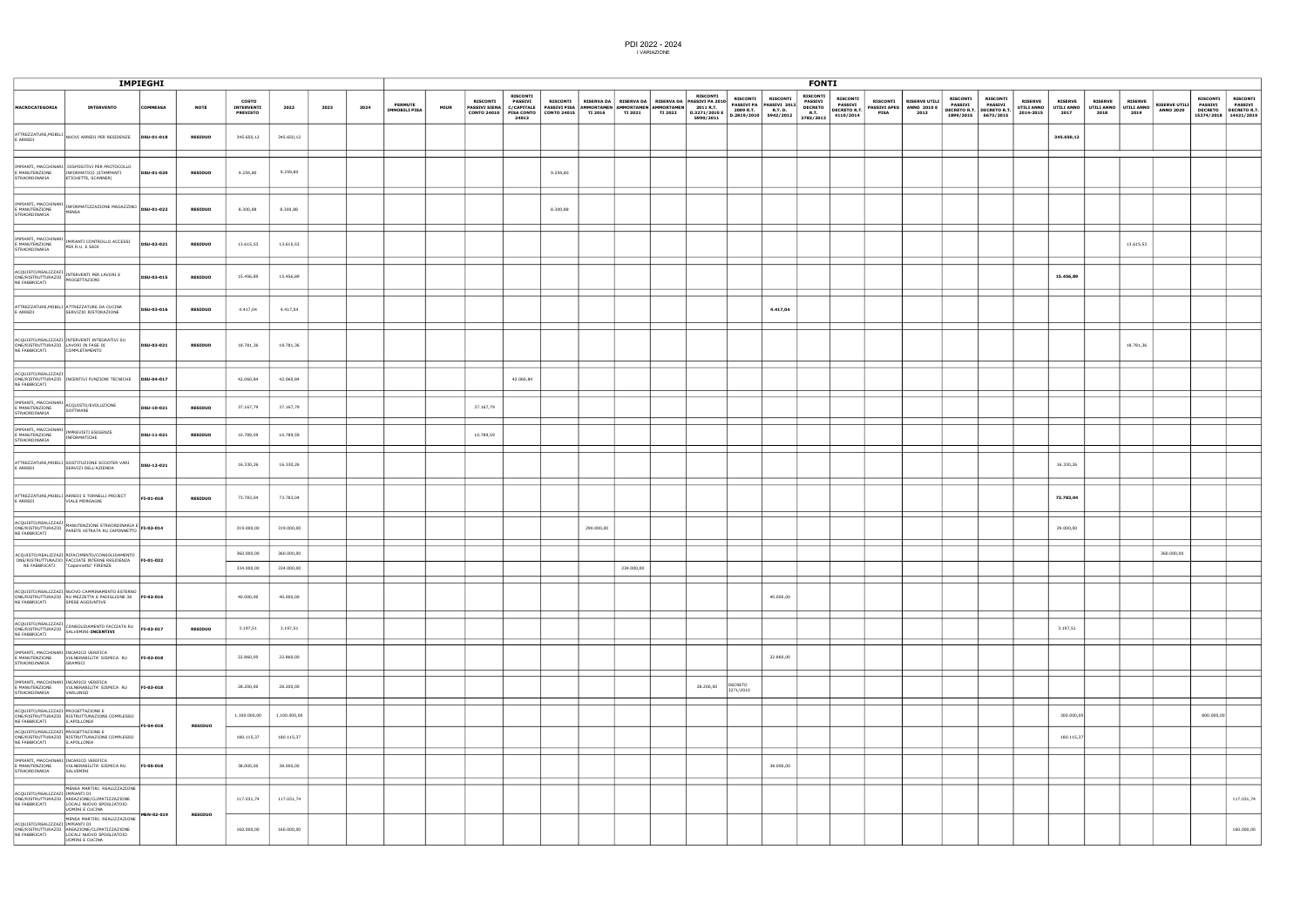# PDI 2022 - 2024

I VARIAZIONE

| IMPIEGHI | | | | | | | | FONTI | | | | | | | | | | | | | | | | | | | | | | | |
|---|---|---|---|---|---|---|---|---|---|---|---|---|---|---|---|---|---|---|---|---|---|---|---|---|---|---|---|---|---|---|---|
| MACROCATEGORIA | INTERVENTO | COMMESSA | NOTE | COSTO INTERVENTI PREVISTO | 2022 | 2023 | 2024 | PERMUTE IMMOBILI PISA | MIUR | RISCONTI PASSIVI SIENA CONTO 24010 | RISCONTI PASSIVI C/CAPITALE PISA CONTO 24013 | RISCONTI PASSIVI PISA CONTO 24015 | RISERVA DA AMMORTAMENTI 2016 | RISERVA DA AMMORTAMENTI 2021 | RISERVA DA AMMORTAMENTI 2022 | RISCONTI PASSIVI PA 2010-2011 R.T. D.2271/2010 E 5990/2011 | RISCONTI PASSIVI PA 2009 R.T. D.2819/2010 | RISCONTI PASSIVI 2012 R.T. D. 5942/2012 | RISCONTI PASSIVI DECRETO R.T. 3782/2013 | RISCONTI PASSIVI DECRETO R.T. 4110/2014 | RISCONTI PASSIVI APES PISA | RISERVE UTILI ANNO 2010 E 2013 | RISCONTI PASSIVI DECRETO R.T. 1899/2015 | RISCONTI PASSIVI DECRETO R.T. 6673/2015 | RISERVE UTILI ANNO 2014-2015 | RISERVE UTILI ANNO 2017 | RISERVE UTILI ANNO 2018 | RISERVE UTILI ANNO 2019 | RISERVE UTILI ANNO 2020 | RISCONTI PASSIVI DECRETO 15274/2018 | RISCONTI PASSIVI DECRETO R.T. 14421/2019 |
| ATTREZZATURE,MOBILI E ARREDI | NUOVI ARREDI PER RESIDENZE | DSU-01-018 | RESIDUO | 345.650,12 | 345.650,12 | | | | | | | | | | | | | | | | | | | | | **345.650,12** | | | | | |
| IMPIANTI, MACCHINARI E MANUTENZIONE STRAORDINARIA | DISPOSITIVI PER PROTOCOLLO INFORMATICO (STAMPANTI ETICHETTE, SCANNER) | DSU-01-020 | RESIDUO | 9.259,80 | 9.259,80 | | | | | | | 9.259,80 | | | | | | | | | | | | | | | | | | | |
| IMPIANTI, MACCHINARI E MANUTENZIONE STRAORDINARIA | INFORMATIZZAZIONE MAGAZZINO MENSA | DSU-01-022 | RESIDUO | 8.300,88 | 8.300,88 | | | | | | | 8.300,88 | | | | | | | | | | | | | | | | | | | |
| IMPIANTI, MACCHINARI E MANUTENZIONE STRAORDINARIA | IMPIANTI CONTROLLO ACCESSI PER R.U. E SEDI | DSU-02-021 | RESIDUO | 13.615,53 | 13.615,53 | | | | | | | | | | | | | | | | | | | | | | | 13.615,53 | | | |
| ACQUISTO/REALIZZAZIONE/RISTRUTTURAZIONE FABBRICATI | INTERVENTI PER LAVORI E PROGETTAZIONI | DSU-03-015 | RESIDUO | 15.456,89 | 15.456,89 | | | | | | | | | | | | | | | | | | | | | **15.456,89** | | | | | |
| ATTREZZATURE,MOBILI E ARREDI | ATTREZZATURE DA CUCINA SERVIZIO RISTORAZIONE | DSU-03-016 | RESIDUO | 4.417,04 | 4.417,04 | | | | | | | | | | | | | **4.417,04** | | | | | | | | | | | | | |
| ACQUISTO/REALIZZAZIONE/RISTRUTTURAZIONE FABBRICATI | INTERVENTI INTEGRATIVI SU LAVORI IN FASE DI COMPLETAMENTO | DSU-03-021 | RESIDUO | 18.781,36 | 18.781,36 | | | | | | | | | | | | | | | | | | | | | | | 18.781,36 | | | |
| ACQUISTO/REALIZZAZIONE/RISTRUTTURAZIONE FABBRICATI | INCENTIVI FUNZIONE TECNICHE | DSU-04-017 | | 42.060,84 | 42.060,84 | | | | | | 42.060,84 | | | | | | | | | | | | | | | | | | | | |
| IMPIANTI, MACCHINARI E MANUTENZIONE STRAORDINARIA | ACQUISTO/EVOLUZIONE SOFTWARE | DSU-10-021 | RESIDUO | 27.167,79 | 27.167,79 | | | | | 27.167,79 | | | | | | | | | | | | | | | | | | | | | |
| IMPIANTI, MACCHINARI E MANUTENZIONE STRAORDINARIA | IMPREVISTI ESIGENZE INFORMATICHE | DSU-11-021 | RESIDUO | 10.789,59 | 10.789,59 | | | | | 10.789,59 | | | | | | | | | | | | | | | | | | | | | |
| ATTREZZATURE,MOBILI E ARREDI | SOSTITUZIONE SCOOTER VARI SERVIZI DELL'AZIENDA | DSU-12-021 | | 16.330,26 | 16.330,26 | | | | | | | | | | | | | | | | | | | | | 16.330,26 | | | | | |
| ATTREZZATURE,MOBILI E ARREDI | ARREDI E TORNELLI PROJECT VIALE MORGAGNI | FI-01-018 | RESIDUO | 73.783,04 | 73.783,04 | | | | | | | | | | | | | | | | | | | | | **73.783,04** | | | | | |
| ACQUISTO/REALIZZAZIONE/RISTRUTTURAZIONE FABBRICATI | MANUTENZIONE STRAORDINARIA E PARETE VETRATA RU CAPONNETTO | FI-02-014 | | 319.000,00 | 319.000,00 | | | | | | | | 290.000,00 | | | | | | | | | | | | | 29.000,00 | | | | | |
| ACQUISTO/REALIZZAZIONE/RISTRUTTURAZIONE FABBRICATI | RIFACIMENTO/CONSOLIDAMENTO FACCIATE INTERNE RESIDENZA "Caponnetto" FIRENZE | FI-01-022 | | 360.000,00 | 360.000,00 | | | | | | | | | | | | | | | | | | | | | | | | 360.000,00 | | |
| ACQUISTO/REALIZZAZIONE/RISTRUTTURAZIONE FABBRICATI | RIFACIMENTO/CONSOLIDAMENTO FACCIATE INTERNE RESIDENZA "Caponnetto" FIRENZE | FI-01-022 | | 334.000,00 | 334.000,00 | | | | | | | | | | 334.000,00 | | | | | | | | | | | | | | | | |
| ACQUISTO/REALIZZAZIONE/RISTRUTTURAZIONE FABBRICATI | NUOVO CAMMINAMENTO ESTERNO RU MEZZETTA E PADIGLIONE 38 SPESE AGGIUNTIVE | FI-02-016 | | 40.000,00 | 40.000,00 | | | | | | | | | | | | 40.000,00 | | | | | | | | | | | | | | |
| ACQUISTO/REALIZZAZIONE/RISTRUTTURAZIONE FABBRICATI | CONSOLIDAMENTO FACCIATA RU SALVEMINI-**INCENTIVI** | FI-02-017 | RESIDUO | 3.197,51 | 3.197,51 | | | | | | | | | | | | | | | | | | | | | 3.197,51 | | | | | |
| IMPIANTI, MACCHINARI E MANUTENZIONE STRAORDINARIA | INCARICO VERIFICA VULNERABILITA' SISMICA RU GRAMSCI | FI-02-018 | | 22.860,00 | 22.860,00 | | | | | | | | | | | | 22.860,00 | | | | | | | | | | | | | | |
| IMPIANTI, MACCHINARI E MANUTENZIONE STRAORDINARIA | INCARICO VERIFICA VULNERABILITA' SISMICA RU VARLUNGO | FI-03-018 | | 28.200,00 | 28.200,00 | | | | | | | | | | | 28.200,00 | DECRETO 2271/2010 | | | | | | | | | | | | | | |
| ACQUISTO/REALIZZAZIONE/RISTRUTTURAZIONE FABBRICATI | PROGETTAZIONE E RISTRUTTURAZIONE COMPLESSO S.APOLLONIA | FI-04-018 | RESIDUO | 1.100.000,00 | 1.100.000,00 | | | | | | | | | | | | | | | | | | | | | 300.000,00 | | | | 800.000,00 | |
| ACQUISTO/REALIZZAZIONE/RISTRUTTURAZIONE FABBRICATI | PROGETTAZIONE E RISTRUTTURAZIONE COMPLESSO S.APOLLONIA | FI-04-018 | RESIDUO | 180.115,37 | 180.115,37 | | | | | | | | | | | | | | | | | | | | | 180.115,37 | | | | | |
| IMPIANTI, MACCHINARI E MANUTENZIONE STRAORDINARIA | INCARICO VERIFICA VULNERABILITA' SISMICA RU SALVEMINI | FI-05-018 | | 38.000,00 | 38.000,00 | | | | | | | | | | | | 38.000,00 | | | | | | | | | | | | | | |
| ACQUISTO/REALIZZAZIONE/RISTRUTTURAZIONE FABBRICATI | MENSA MARTIRI: REALIZZAZIONE IMPIANTI DI AREAZIONE/CLIMATIZZAZIONE LOCALI NUOVO SPOGLIATOIO UOMINI E CUCINA | MEN-02-019 | RESIDUO | 117.031,74 | 117.031,74 | | | | | | | | | | | | | | | | | | | | | | | | | | 117.031,74 |
| ACQUISTO/REALIZZAZIONE/RISTRUTTURAZIONE FABBRICATI | MENSA MARTIRI: REALIZZAZIONE IMPIANTI DI AREAZIONE/CLIMATIZZAZIONE LOCALI NUOVO SPOGLIATOIO UOMINI E CUCINA | MEN-02-019 | RESIDUO | 160.000,00 | 160.000,00 | | | | | | | | | | | | | | | | | | | | | | | | | | 160.000,00 |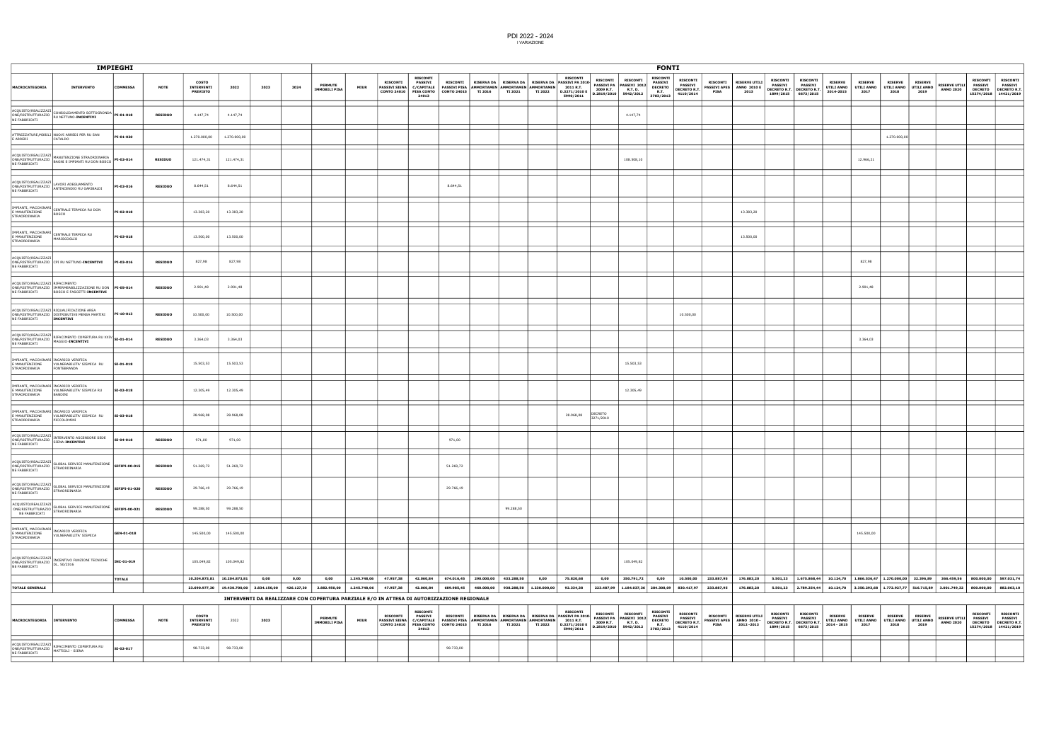# PDI 2022 - 2024

I VARIAZIONE

| IMPIEGHI | | | | | | | | FONTI | | | | | | | | | | | | | | | | | | | | | | | |
|---|---|---|---|---|---|---|---|---|---|---|---|---|---|---|---|---|---|---|---|---|---|---|---|---|---|---|---|---|---|---|---|
| MACROCATEGORIA | INTERVENTO | COMMESSA | NOTE | COSTO INTERVENTI PREVISTO | 2022 | 2023 | 2024 | PERMUTE IMMOBILI PISA | MIUR | RISCONTI PASSIVI SIENA CONTO 24010 | RISCONTI PASSIVI C/CAPITALE PISA CONTO 24013 | RISCONTI PASSIVI PISA CONTO 24015 | RISERVA DA AMMORTAMENTI 2016 | RISERVA DA AMMORTAMENTI 2021 | RISERVA DA AMMORTAMENTI 2022 | RISCONTI PASSIVI PA 2010-2011 R.T. D.3271/2010 E 5990/2011 | RISCONTI PASSIVI PA 2009 R.T. D.2819/2010 | RISCONTI PASSIVI 2012 R.T. D. 5942/2012 | RISCONTI PASSIVI DECRETO R.T. 3782/2013 | RISCONTI PASSIVI DECRETO R.T. 4110/2014 | RISCONTI PASSIVI APES PISA | RISERVE UTILI ANNO 2010 E 2013 | RISCONTI PASSIVI DECRETO R.T. 1899/2015 | RISCONTI PASSIVI DECRETO R.T. 6673/2015 | RISERVE UTILI ANNO 2014-2015 | RISERVE UTILI ANNO 2017 | RISERVE UTILI ANNO 2018 | RISERVE UTILI ANNO 2019 | RISERVE UTILI ANNO 2020 | RISCONTI PASSIVI DECRETO 15274/2018 | RISCONTI PASSIVI DECRETO R.T. 14421/2019 |
| ACQUISTO/REALIZZAZIONE/RISTRUTTURAZIONE FABBRICATI | CONSOLIDAMENTO SOTTOFONDAZIONI RU NETTUNO-INCENTIVI | PI-01-018 | RESIDUO | 4.147,74 | 4.147,74 | | | | | | | | | | | | | 4.147,74 | | | | | | | | | | | | | |
| ATTREZZATURE,MOBILI E ARREDI | NUOVI ARREDI PER RU SAN CATALDO | PI-01-020 | | 1.270.000,00 | 1.270.000,00 | | | | | | | | | | | | | | | | | | | | | | 1.270.000,00 | | | | |
| ACQUISTO/REALIZZAZIONE/RISTRUTTURAZIONE FABBRICATI | MANUTENZIONE STRAORDINARIA BAGNI E IMPIANTI RU DON BOSCO | PI-02-014 | RESIDUO | 121.474,31 | 121.474,31 | | | | | | | | | | | | | 108.508,10 | | | | | | | | 12.966,21 | | | | | |
| ACQUISTO/REALIZZAZIONE/RISTRUTTURAZIONE FABBRICATI | LAVORI ADEGUAMENTO ANTINCENDIO RU GARIBALDI | PI-02-016 | RESIDUO | 8.644,51 | 8.644,51 | | | | | | | 8.644,51 | | | | | | | | | | | | | | | | | | | |
| IMPIANTI, MACCHINARI E MANUTENZIONE STRAORDINARIA | CENTRALE TERMICA RU DON BOSCO | PI-02-018 | | 13.383,20 | 13.383,20 | | | | | | | | | | | | | | | | | 13.383,20 | | | | | | | | | |
| IMPIANTI, MACCHINARI E MANUTENZIONE STRAORDINARIA | CENTRALE TERMICA RU MARISCOGLIO | PI-03-018 | | 13.500,00 | 13.500,00 | | | | | | | | | | | | | | | | | 13.500,00 | | | | | | | | | |
| ACQUISTO/REALIZZAZIONE/RISTRUTTURAZIONE FABBRICATI | CPI RU NETTUNO-INCENTIVI | PI-03-016 | RESIDUO | 827,98 | 827,98 | | | | | | | | | | | | | | | | | | | | | 827,98 | | | | | |
| ACQUISTO/REALIZZAZIONE/RISTRUTTURAZIONE FABBRICATI | RIFACIMENTO IMPERMEABILIZZAZIONE RU DON BOSCO E FASCETTI-INCENTIVI | PI-05-014 | RESIDUO | 2.901,48 | 2.901,48 | | | | | | | | | | | | | | | | | | | | | 2.901,48 | | | | | |
| ACQUISTO/REALIZZAZIONE/RISTRUTTURAZIONE FABBRICATI | RIQUALIFICAZIONE AREA DISTRIBUTIVE MENSA MARTIRI INCENTIVI | PI-10-013 | RESIDUO | 10.500,00 | 10.500,00 | | | | | | | | | | | | | | | 10.500,00 | | | | | | | | | | | |
| ACQUISTO/REALIZZAZIONE/RISTRUTTURAZIONE FABBRICATI | RIFACIMENTO COPERTURA RU XXIV MAGGIO-INCENTIVI | SI-01-014 | RESIDUO | 3.364,03 | 3.364,03 | | | | | | | | | | | | | | | | | | | | | 3.364,03 | | | | | |
| IMPIANTI, MACCHINARI E MANUTENZIONE STRAORDINARIA | INCARICO VERIFICA VULNERABILITA' SISMICA RU FONTEBRANDA | SI-01-018 | | 15.503,53 | 15.503,53 | | | | | | | | | | | | | 15.503,53 | | | | | | | | | | | | | |
| IMPIANTI, MACCHINARI E MANUTENZIONE STRAORDINARIA | INCARICO VERIFICA VULNERABILITA' SISMICA RU BANDINI | SI-02-018 | | 12.305,49 | 12.305,49 | | | | | | | | | | | | | 12.305,49 | | | | | | | | | | | | | |
| IMPIANTI, MACCHINARI E MANUTENZIONE STRAORDINARIA | INCARICO VERIFICA VULNERABILITA' SISMICA RU PICCOLOMINI | SI-03-018 | | 28.968,08 | 28.968,08 | | | | | | | | | | | 28.968,08 | DECRETO 3271/2010 | | | | | | | | | | | | | | |
| ACQUISTO/REALIZZAZIONE/RISTRUTTURAZIONE FABBRICATI | INTERVENTO ASCENSORE SEDE SIENA-INCENTIVI | SI-04-018 | RESIDUO | 971,00 | 971,00 | | | | | | | 971,00 | | | | | | | | | | | | | | | | | | | |
| ACQUISTO/REALIZZAZIONE/RISTRUTTURAZIONE FABBRICATI | GLOBAL SERVICE MANUTENZIONE STRAORDINARIA | SIFIPI-00-015 | RESIDUO | 51.269,72 | 51.269,72 | | | | | | | 51.269,72 | | | | | | | | | | | | | | | | | | | |
| ACQUISTO/REALIZZAZIONE/RISTRUTTURAZIONE FABBRICATI | GLOBAL SERVICE MANUTENZIONE STRAORDINARIA | SIFIPI-01-020 | RESIDUO | 29.766,19 | 29.766,19 | | | | | | | 29.766,19 | | | | | | | | | | | | | | | | | | | |
| ACQUISTO/REALIZZAZIONE/RISTRUTTURAZIONE FABBRICATI | GLOBAL SERVICE MANUTENZIONE STRAORDINARIA | SIFIPI-00-021 | RESIDUO | 99.288,50 | 99.288,50 | | | | | | | | | 99.288,50 | | | | | | | | | | | | | | | | | |
| IMPIANTI, MACCHINARI E MANUTENZIONE STRAORDINARIA | INCARICO VERIFICA VULNERABILITA' SISMICA | GEN-01-018 | | 145.500,00 | 145.500,00 | | | | | | | | | | | | | | | | | | | | | 145.500,00 | | | | | |
| ACQUISTO/REALIZZAZIONE/RISTRUTTURAZIONE FABBRICATI | INCENTIVO FUNZIONI TECNICHE DL. 50/2016 | INC-01-019 | | 105.049,82 | 105.049,82 | | | | | | | | | | | | | 105.049,82 | | | | | | | | | | | | | |
| | | | TOTALE | 10.204.873,81 | 10.204.873,81 | 0,00 | 0,00 | 0,00 | 1.245.748,06 | 47.957,38 | 42.060,84 | 674.016,45 | 290.000,00 | 433.288,50 | 0,00 | 75.820,68 | 0,00 | 350.791,72 | 0,00 | 10.500,00 | 233.887,95 | 176.883,20 | 5.501,23 | 1.675.868,44 | 10.124,70 | 1.866.536,47 | 1.270.000,00 | 32.396,89 | 266.459,56 | 800.000,00 | 597.021,74 |
| TOTALE GENERALE | | | | 23.690.977,30 | 19.430.700,00 | 3.834.150,00 | 426.127,30 | 2.882.950,00 | 1.245.748,06 | 47.957,38 | 42.060,84 | 689.985,45 | 460.000,00 | 938.288,50 | 1.220.000,00 | 92.334,28 | 223.487,99 | 1.184.037,36 | 284.308,09 | 830.417,97 | 233.887,95 | 176.883,20 | 5.501,23 | 2.789.254,44 | 10.124,70 | 3.350.293,68 | 1.772.927,77 | 516.715,89 | 3.001.749,22 | 800.000,00 | 882.063,10 |

## INTERVENTI DA REALIZZARE CON COPERTURA PARZIALE E/O IN ATTESA DI AUTORIZZAZIONE REGIONALE

| MACROCATEGORIA | INTERVENTO | COMMESSA | NOTE | COSTO INTERVENTI PREVISTO | 2022 | 2023 | | PERMUTE IMMOBILI PISA | MIUR | RISCONTI PASSIVI SIENA CONTO 24010 | RISCONTI PASSIVI C/CAPITALE PISA CONTO 24013 | RISCONTI PASSIVI PISA CONTO 24015 | RISERVA DA AMMORTAMENTI 2016 | RISERVA DA AMMORTAMENTI 2021 | RISERVA DA AMMORTAMENTI 2022 | RISCONTI PASSIVI PA 2010-2011 R.T. D.3271/2010 E 5990/2011 | RISCONTI PASSIVI PA 2009 R.T. D.2819/2010 | RISCONTI PASSIVI 2012 R.T. D. 5942/2012 | RISCONTI PASSIVI DECRETO R.T. 3782/2013 | RISCONTI PASSIVI DECRETO R.T. 4110/2014 | RISCONTI PASSIVI APES PISA | RISERVE UTILI ANNO 2010 - 2012 - 2013 | RISCONTI PASSIVI DECRETO R.T. 1899/2015 | RISCONTI PASSIVI DECRETO R.T. 6673/2015 | RISERVE UTILI ANNO 2014 - 2015 | RISERVE UTILI ANNO 2017 | RISERVE UTILI ANNO 2018 | RISERVE UTILI ANNO 2019 | RISERVE UTILI ANNO 2020 | RISCONTI PASSIVI DECRETO 15274/2018 | RISCONTI PASSIVI DECRETO R.T. 14421/2019 |
|---|---|---|---|---|---|---|---|---|---|---|---|---|---|---|---|---|---|---|---|---|---|---|---|---|---|---|---|---|---|---|---|
| ACQUISTO/REALIZZAZIONE/RISTRUTTURAZIONE FABBRICATI | RIFACIMENTO COPERTURA RU MATTIOLI - SIENA | SI-02-017 | | 98.733,00 | 98.733,00 | | | | | | | 98.733,00 | | | | | | | | | | | | | | | | | | | |